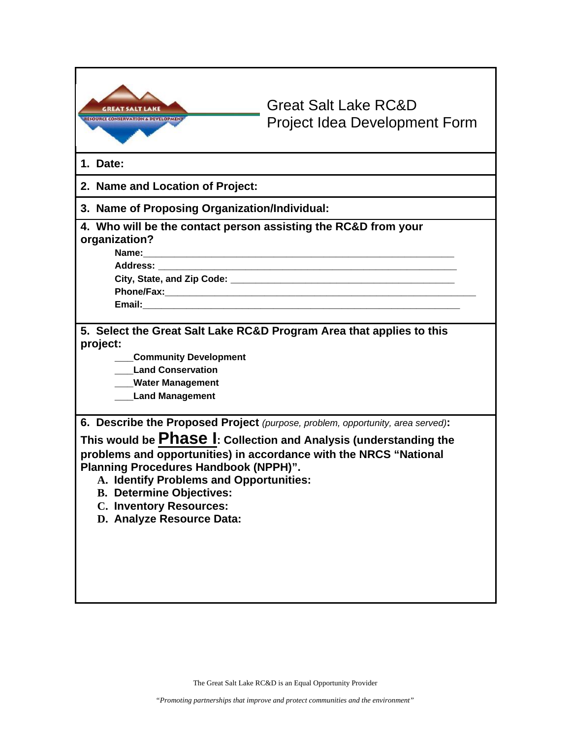# Great Salt Lake RC&D
# Project Idea Development Form

**1. Date:**

**2. Name and Location of Project:**

**3. Name of Proposing Organization/Individual:**

**4. Who will be the contact person assisting the RC&D from your organization?**

**Name:**_______________________________________________________________

**Address:** ______________________________________________________________

**City, State, and Zip Code:** ______________________________________________

**Phone/Fax:**_____________________________________________________________

**Email:**________________________________________________________________

**5. Select the Great Salt Lake RC&D Program Area that applies to this project:**

____**Community Development**

____**Land Conservation**

____**Water Management**

____**Land Management**

**6. Describe the Proposed Project** *(purpose, problem, opportunity, area served)***:**

**This would be Phase I: Collection and Analysis (understanding the problems and opportunities) in accordance with the NRCS "National Planning Procedures Handbook (NPPH)".**

**A. Identify Problems and Opportunities:**

**B. Determine Objectives:**

**C. Inventory Resources:**

**D. Analyze Resource Data:**

The Great Salt Lake RC&D is an Equal Opportunity Provider

*"Promoting partnerships that improve and protect communities and the environment"*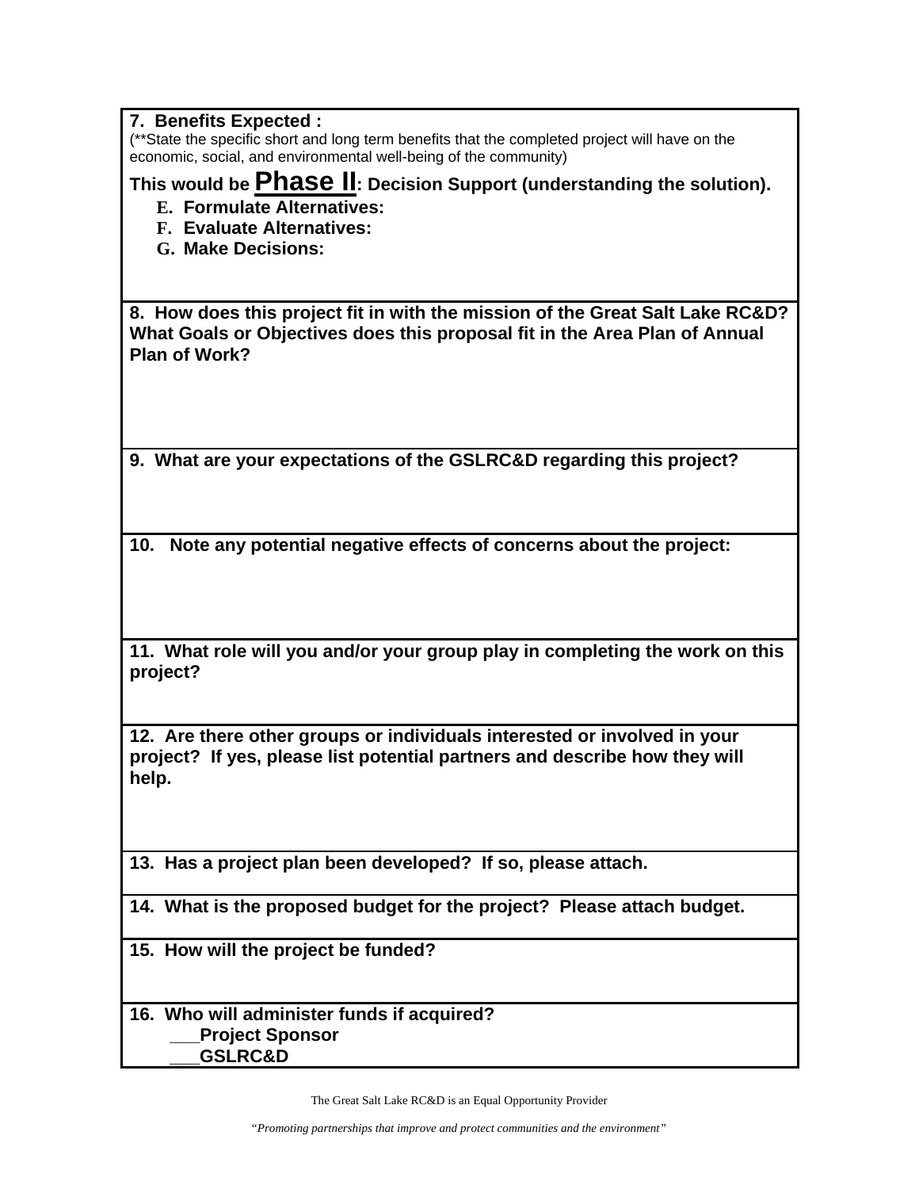**7. Benefits Expected :**
(**State the specific short and long term benefits that the completed project will have on the economic, social, and environmental well-being of the community)

**This would be Phase II: Decision Support (understanding the solution).**

- **E. Formulate Alternatives:**
- **F. Evaluate Alternatives:**
- **G. Make Decisions:**

**8. How does this project fit in with the mission of the Great Salt Lake RC&D? What Goals or Objectives does this proposal fit in the Area Plan of Annual Plan of Work?**

**9. What are your expectations of the GSLRC&D regarding this project?**

**10. Note any potential negative effects of concerns about the project:**

**11. What role will you and/or your group play in completing the work on this project?**

**12. Are there other groups or individuals interested or involved in your project? If yes, please list potential partners and describe how they will help.**

**13. Has a project plan been developed? If so, please attach.**

**14. What is the proposed budget for the project? Please attach budget.**

**15. How will the project be funded?**

**16. Who will administer funds if acquired?**

___**Project Sponsor**

___**GSLRC&D**

The Great Salt Lake RC&D is an Equal Opportunity Provider

*"Promoting partnerships that improve and protect communities and the environment"*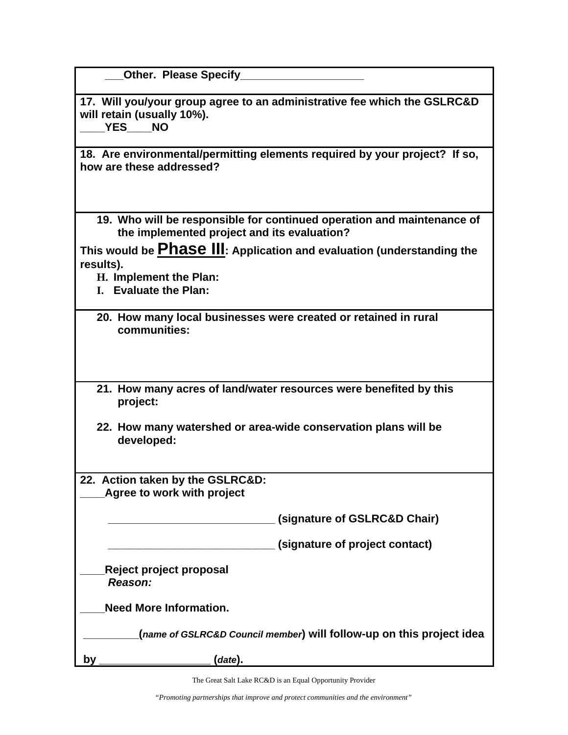**___Other. Please Specify____________________**

**17. Will you/your group agree to an administrative fee which the GSLRC&D will retain (usually 10%).**
**____YES____NO**

**18. Are environmental/permitting elements required by your project? If so, how are these addressed?**

**19. Who will be responsible for continued operation and maintenance of the implemented project and its evaluation?**

**This would be Phase III: Application and evaluation (understanding the results).**

**H. Implement the Plan:**
**I. Evaluate the Plan:**

**20. How many local businesses were created or retained in rural communities:**

**21. How many acres of land/water resources were benefited by this project:**

**22. How many watershed or area-wide conservation plans will be developed:**

**22. Action taken by the GSLRC&D:**
**____Agree to work with project**

**___________________________ (signature of GSLRC&D Chair)**

**___________________________ (signature of project contact)**

**____Reject project proposal**
***Reason:***

**____Need More Information.**

**_________(*name of GSLRC&D Council member*) will follow-up on this project idea by __________________ (*date*).**

The Great Salt Lake RC&D is an Equal Opportunity Provider

*"Promoting partnerships that improve and protect communities and the environment"*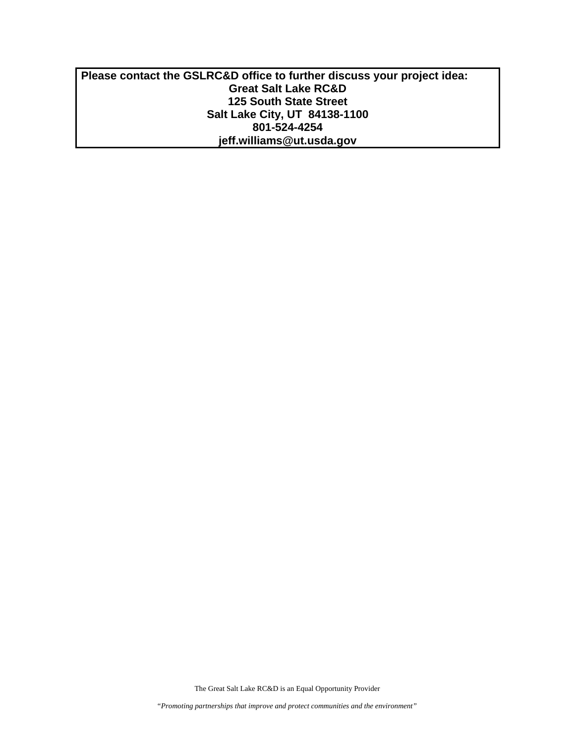**Please contact the GSLRC&D office to further discuss your project idea:**
**Great Salt Lake RC&D**
**125 South State Street**
**Salt Lake City, UT 84138-1100**
**801-524-4254**
**jeff.williams@ut.usda.gov**

The Great Salt Lake RC&D is an Equal Opportunity Provider

*"Promoting partnerships that improve and protect communities and the environment"*